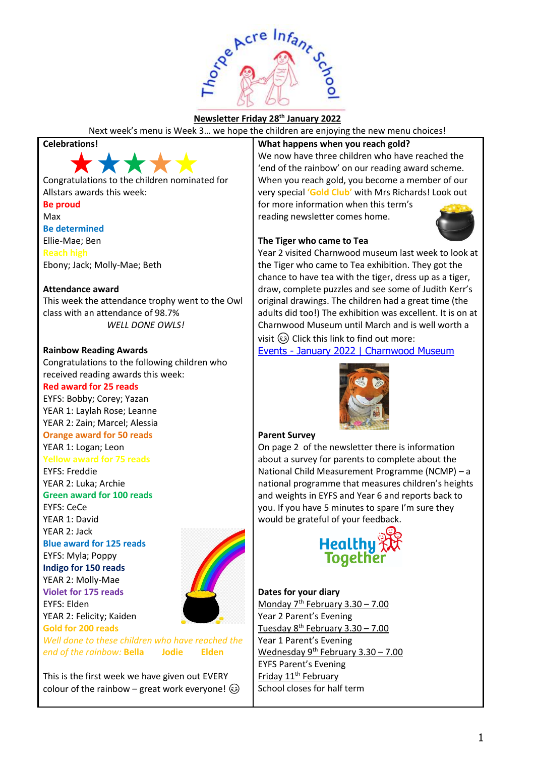Thorpe Acre Infant School

**Newsletter Friday 28th January 2022**

Next week's menu is Week 3… we hope the children are enjoying the new menu choices!

## Celebrations!

Congratulations to the children nominated for Allstars awards this week:

**Be proud**
Max

**Be determined**
Ellie-Mae; Ben

**Reach high**
Ebony; Jack; Molly-Mae; Beth

**Attendance award**

This week the attendance trophy went to the Owl class with an attendance of 98.7%

*WELL DONE OWLS!*

**Rainbow Reading Awards**

Congratulations to the following children who received reading awards this week:

**Red award for 25 reads**
EYFS: Bobby; Corey; Yazan
YEAR 1: Laylah Rose; Leanne
YEAR 2: Zain; Marcel; Alessia

**Orange award for 50 reads**
YEAR 1: Logan; Leon

**Yellow award for 75 reads**
EYFS: Freddie
YEAR 2: Luka; Archie

**Green award for 100 reads**
EYFS: CeCe
YEAR 1: David
YEAR 2: Jack

**Blue award for 125 reads**
EYFS: Myla; Poppy

**Indigo for 150 reads**
YEAR 2: Molly-Mae

**Violet for 175 reads**
EYFS: Elden
YEAR 2: Felicity; Kaiden

**Gold for 200 reads**
*Well done to these children who have reached the end of the rainbow:* **Bella Jodie Elden**

This is the first week we have given out EVERY colour of the rainbow – great work everyone! ☺

**What happens when you reach gold?**

We now have three children who have reached the 'end of the rainbow' on our reading award scheme. When you reach gold, you become a member of our very special **'Gold Club'** with Mrs Richards! Look out for more information when this term's reading newsletter comes home.

**The Tiger who came to Tea**

Year 2 visited Charnwood museum last week to look at the Tiger who came to Tea exhibition. They got the chance to have tea with the tiger, dress up as a tiger, draw, complete puzzles and see some of Judith Kerr's original drawings. The children had a great time (the adults did too!) The exhibition was excellent. It is on at Charnwood Museum until March and is well worth a visit ☺ Click this link to find out more:
Events - January 2022 | Charnwood Museum

**Parent Survey**

On page 2 of the newsletter there is information about a survey for parents to complete about the National Child Measurement Programme (NCMP) – a national programme that measures children's heights and weights in EYFS and Year 6 and reports back to you. If you have 5 minutes to spare I'm sure they would be grateful of your feedback.

Healthy Together

**Dates for your diary**

Monday 7th February 3.30 – 7.00
Year 2 Parent's Evening

Tuesday 8th February 3.30 – 7.00
Year 1 Parent's Evening

Wednesday 9th February 3.30 – 7.00
EYFS Parent's Evening

Friday 11th February
School closes for half term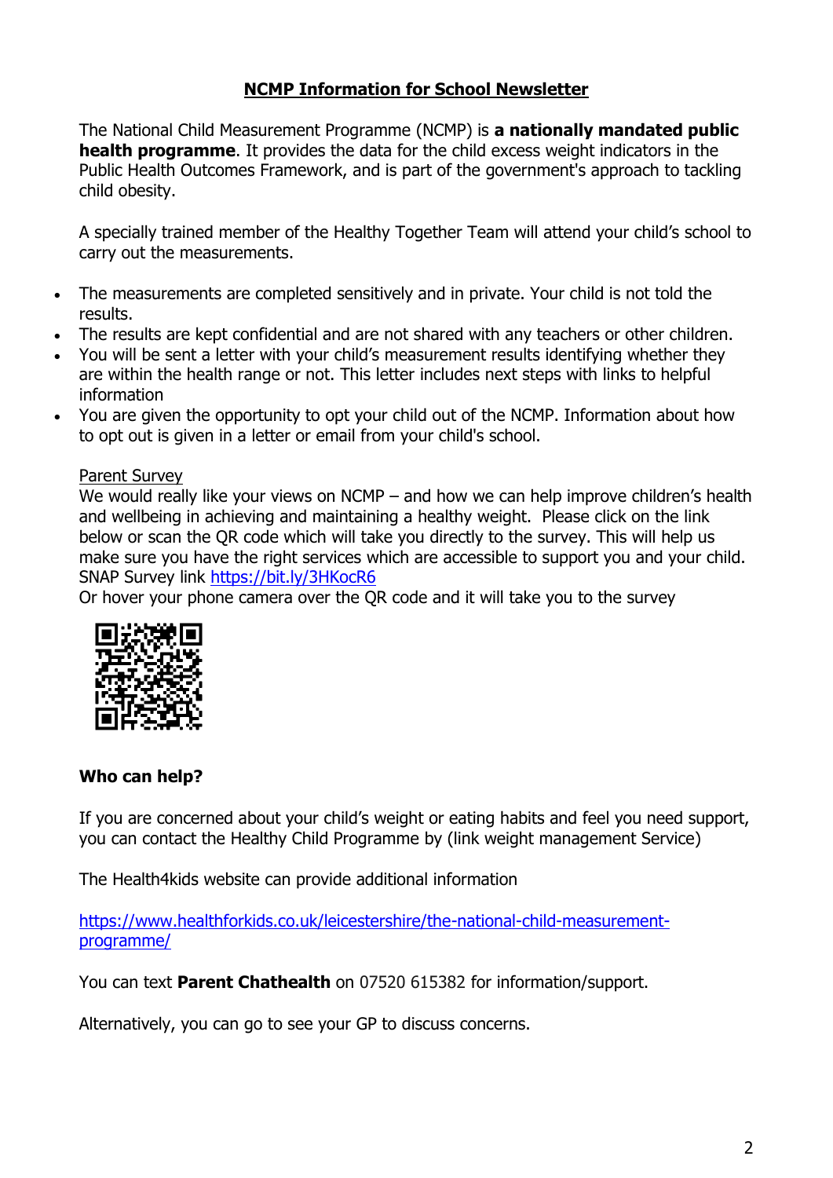## NCMP Information for School Newsletter

The National Child Measurement Programme (NCMP) is **a nationally mandated public health programme**. It provides the data for the child excess weight indicators in the Public Health Outcomes Framework, and is part of the government's approach to tackling child obesity.

A specially trained member of the Healthy Together Team will attend your child's school to carry out the measurements.

- The measurements are completed sensitively and in private. Your child is not told the results.
- The results are kept confidential and are not shared with any teachers or other children.
- You will be sent a letter with your child's measurement results identifying whether they are within the health range or not. This letter includes next steps with links to helpful information
- You are given the opportunity to opt your child out of the NCMP. Information about how to opt out is given in a letter or email from your child's school.

Parent Survey

We would really like your views on NCMP – and how we can help improve children's health and wellbeing in achieving and maintaining a healthy weight. Please click on the link below or scan the QR code which will take you directly to the survey. This will help us make sure you have the right services which are accessible to support you and your child.
SNAP Survey link https://bit.ly/3HKocR6
Or hover your phone camera over the QR code and it will take you to the survey

**Who can help?**

If you are concerned about your child's weight or eating habits and feel you need support, you can contact the Healthy Child Programme by (link weight management Service)

The Health4kids website can provide additional information

https://www.healthforkids.co.uk/leicestershire/the-national-child-measurement-programme/

You can text **Parent Chathealth** on 07520 615382 for information/support.

Alternatively, you can go to see your GP to discuss concerns.